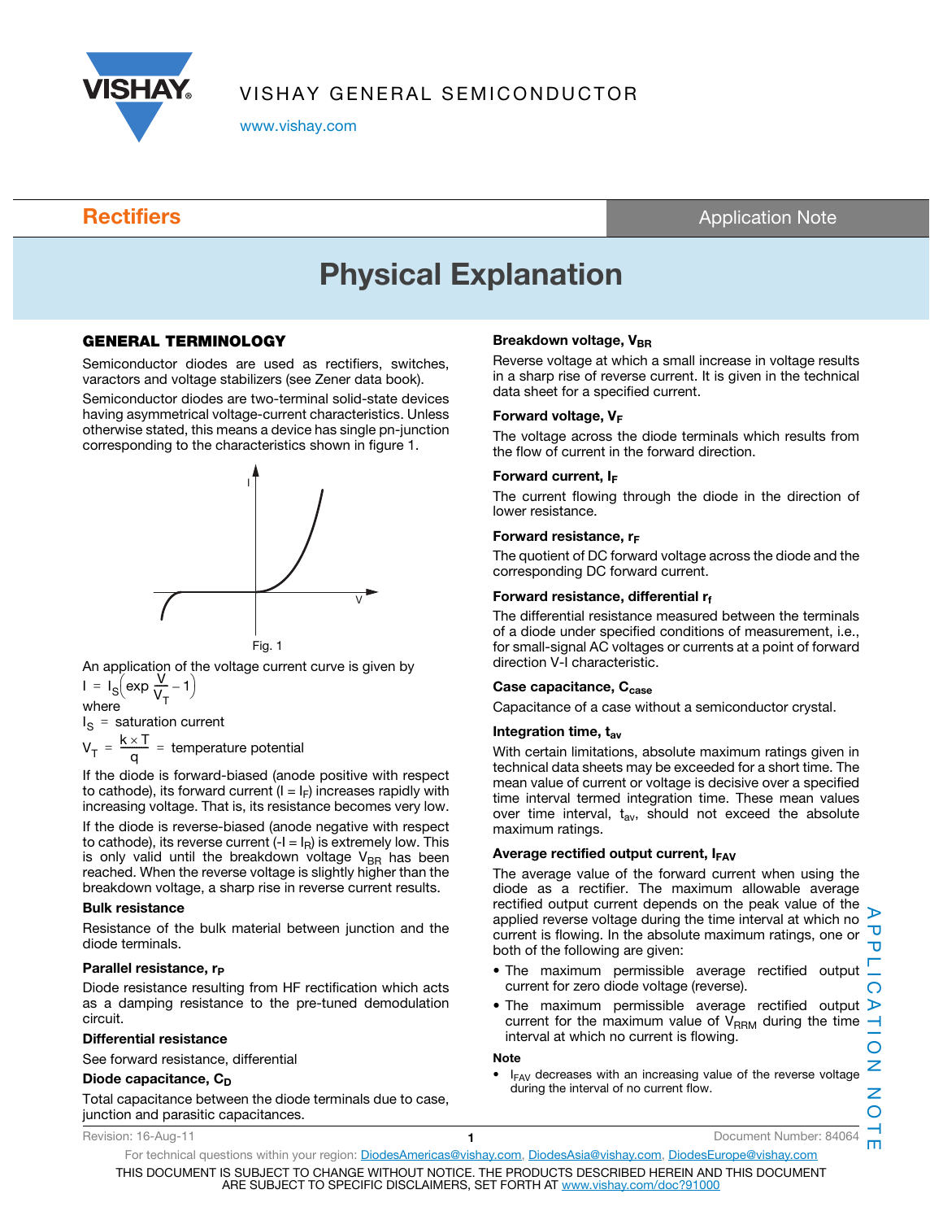# Physical Explanation

## GENERAL TERMINOLOGY

Semiconductor diodes are used as rectifiers, switches, varactors and voltage stabilizers (see Zener data book).

Semiconductor diodes are two-terminal solid-state devices having asymmetrical voltage-current characteristics. Unless otherwise stated, this means a device has single pn-junction corresponding to the characteristics shown in figure 1.

Fig. 1

An application of the voltage current curve is given by

$$I = I_S\left(\exp\frac{V}{V_T} - 1\right)$$

where

$I_S$ = saturation current

$V_T = \frac{k \times T}{q}$ = temperature potential

If the diode is forward-biased (anode positive with respect to cathode), its forward current ($I = I_F$) increases rapidly with increasing voltage. That is, its resistance becomes very low.

If the diode is reverse-biased (anode negative with respect to cathode), its reverse current ($-I = I_R$) is extremely low. This is only valid until the breakdown voltage $V_{BR}$ has been reached. When the reverse voltage is slightly higher than the breakdown voltage, a sharp rise in reverse current results.

### Bulk resistance

Resistance of the bulk material between junction and the diode terminals.

### Parallel resistance, $r_P$

Diode resistance resulting from HF rectification which acts as a damping resistance to the pre-tuned demodulation circuit.

### Differential resistance

See forward resistance, differential

### Diode capacitance, $C_D$

Total capacitance between the diode terminals due to case, junction and parasitic capacitances.

### Breakdown voltage, $V_{BR}$

Reverse voltage at which a small increase in voltage results in a sharp rise of reverse current. It is given in the technical data sheet for a specified current.

### Forward voltage, $V_F$

The voltage across the diode terminals which results from the flow of current in the forward direction.

### Forward current, $I_F$

The current flowing through the diode in the direction of lower resistance.

### Forward resistance, $r_F$

The quotient of DC forward voltage across the diode and the corresponding DC forward current.

### Forward resistance, differential $r_f$

The differential resistance measured between the terminals of a diode under specified conditions of measurement, i.e., for small-signal AC voltages or currents at a point of forward direction V-I characteristic.

### Case capacitance, $C_{case}$

Capacitance of a case without a semiconductor crystal.

### Integration time, $t_{av}$

With certain limitations, absolute maximum ratings given in technical data sheets may be exceeded for a short time. The mean value of current or voltage is decisive over a specified time interval termed integration time. These mean values over time interval, $t_{av}$, should not exceed the absolute maximum ratings.

### Average rectified output current, $I_{FAV}$

The average value of the forward current when using the diode as a rectifier. The maximum allowable average rectified output current depends on the peak value of the applied reverse voltage during the time interval at which no current is flowing. In the absolute maximum ratings, one or both of the following are given:

- The maximum permissible average rectified output current for zero diode voltage (reverse).
- The maximum permissible average rectified output current for the maximum value of $V_{RRM}$ during the time interval at which no current is flowing.

**Note**

- $I_{FAV}$ decreases with an increasing value of the reverse voltage during the interval of no current flow.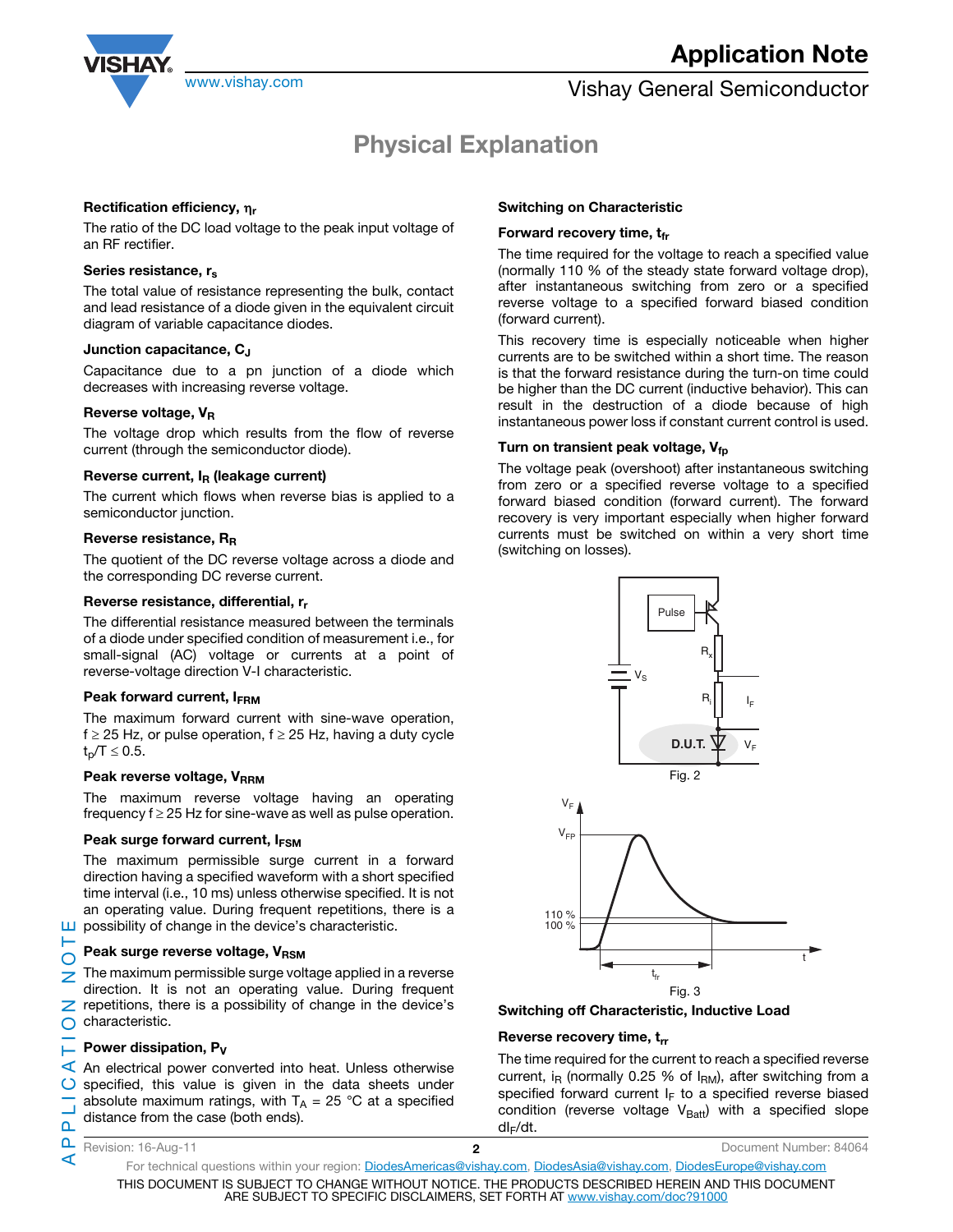# Physical Explanation

### Rectification efficiency, $\eta_r$

The ratio of the DC load voltage to the peak input voltage of an RF rectifier.

### Series resistance, $r_s$

The total value of resistance representing the bulk, contact and lead resistance of a diode given in the equivalent circuit diagram of variable capacitance diodes.

### Junction capacitance, $C_J$

Capacitance due to a pn junction of a diode which decreases with increasing reverse voltage.

### Reverse voltage, $V_R$

The voltage drop which results from the flow of reverse current (through the semiconductor diode).

### Reverse current, $I_R$ (leakage current)

The current which flows when reverse bias is applied to a semiconductor junction.

### Reverse resistance, $R_R$

The quotient of the DC reverse voltage across a diode and the corresponding DC reverse current.

### Reverse resistance, differential, $r_r$

The differential resistance measured between the terminals of a diode under specified condition of measurement i.e., for small-signal (AC) voltage or currents at a point of reverse-voltage direction V-I characteristic.

### Peak forward current, $I_{FRM}$

The maximum forward current with sine-wave operation, $f \geq 25$ Hz, or pulse operation, $f \geq 25$ Hz, having a duty cycle $t_p/T \leq 0.5$.

### Peak reverse voltage, $V_{RRM}$

The maximum reverse voltage having an operating frequency $f \geq 25$ Hz for sine-wave as well as pulse operation.

### Peak surge forward current, $I_{FSM}$

The maximum permissible surge current in a forward direction having a specified waveform with a short specified time interval (i.e., 10 ms) unless otherwise specified. It is not an operating value. During frequent repetitions, there is a possibility of change in the device's characteristic.

### Peak surge reverse voltage, $V_{RSM}$

The maximum permissible surge voltage applied in a reverse direction. It is not an operating value. During frequent repetitions, there is a possibility of change in the device's characteristic.

### Power dissipation, $P_V$

An electrical power converted into heat. Unless otherwise specified, this value is given in the data sheets under absolute maximum ratings, with $T_A = 25$ °C at a specified distance from the case (both ends).

## Switching on Characteristic

### Forward recovery time, $t_{fr}$

The time required for the voltage to reach a specified value (normally 110 % of the steady state forward voltage drop), after instantaneous switching from zero or a specified reverse voltage to a specified forward biased condition (forward current).

This recovery time is especially noticeable when higher currents are to be switched within a short time. The reason is that the forward resistance during the turn-on time could be higher than the DC current (inductive behavior). This can result in the destruction of a diode because of high instantaneous power loss if constant current control is used.

### Turn on transient peak voltage, $V_{fp}$

The voltage peak (overshoot) after instantaneous switching from zero or a specified reverse voltage to a specified forward biased condition (forward current). The forward recovery is very important especially when higher forward currents must be switched on within a very short time (switching on losses).

Fig. 2

Fig. 3

## Switching off Characteristic, Inductive Load

### Reverse recovery time, $t_{rr}$

The time required for the current to reach a specified reverse current, $i_R$ (normally 0.25 % of $I_{RM}$), after switching from a specified forward current $I_F$ to a specified reverse biased condition (reverse voltage $V_{Batt}$) with a specified slope $dI_F/dt$.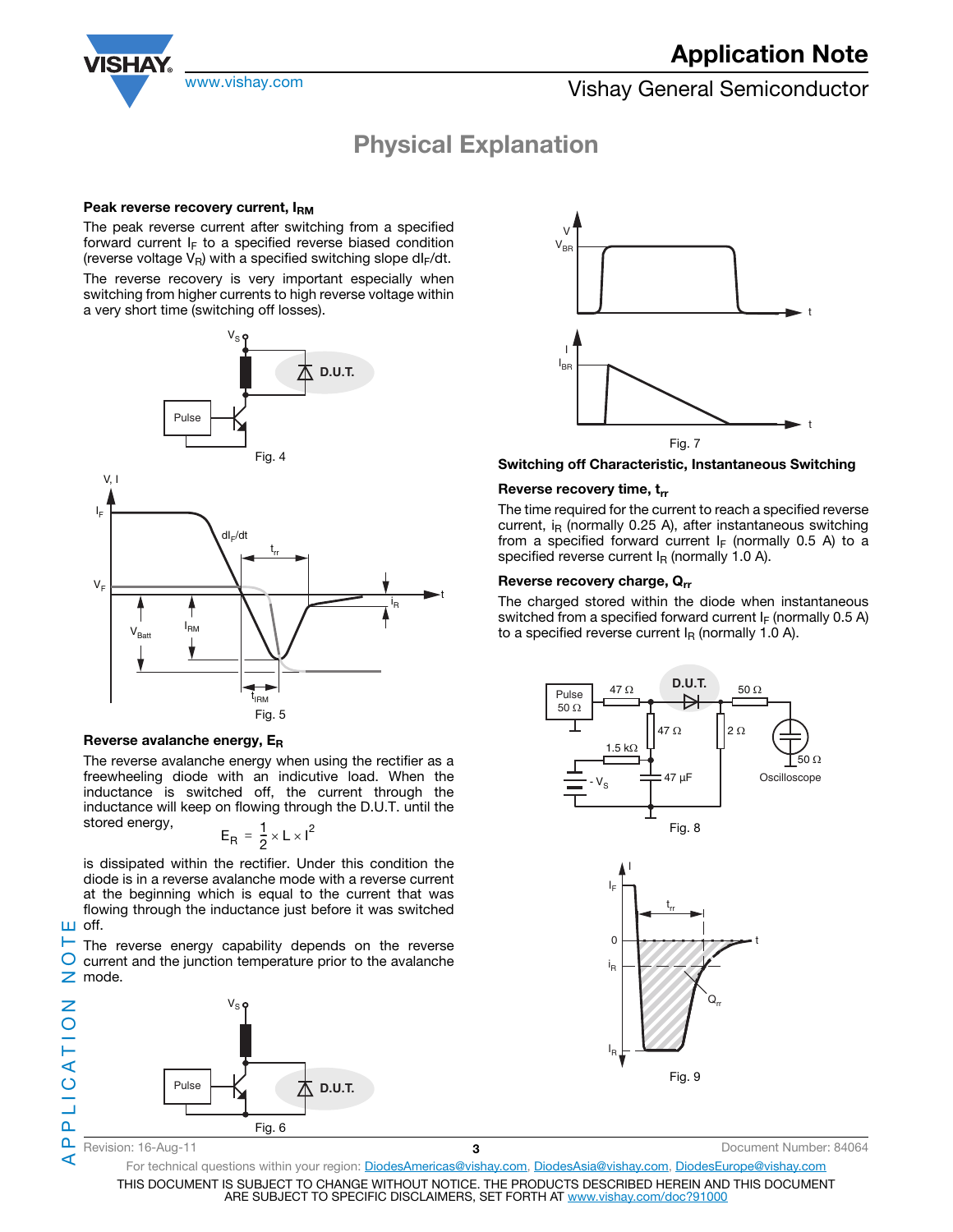# Physical Explanation

### Peak reverse recovery current, $I_{RM}$

The peak reverse current after switching from a specified forward current $I_F$ to a specified reverse biased condition (reverse voltage $V_R$) with a specified switching slope $dI_F/dt$.

The reverse recovery is very important especially when switching from higher currents to high reverse voltage within a very short time (switching off losses).

$V_S$
D.U.T.
Pulse

Fig. 4

V, I
$I_F$
$dI_F/dt$
$t_{rr}$
$V_F$
t
$i_R$
$V_{Batt}$
$I_{RM}$
$t_{IRM}$

Fig. 5

### Reverse avalanche energy, $E_R$

The reverse avalanche energy when using the rectifier as a freewheeling diode with an indicutive load. When the inductance is switched off, the current through the inductance will keep on flowing through the D.U.T. until the stored energy,

$$E_R = \frac{1}{2} \times L \times I^2$$

is dissipated within the rectifier. Under this condition the diode is in a reverse avalanche mode with a reverse current at the beginning which is equal to the current that was flowing through the inductance just before it was switched off.

The reverse energy capability depends on the reverse current and the junction temperature prior to the avalanche mode.

$V_S$
Pulse
D.U.T.

Fig. 6

V
$V_{BR}$
t
I
$I_{BR}$
t

Fig. 7

**Switching off Characteristic, Instantaneous Switching**

### Reverse recovery time, $t_{rr}$

The time required for the current to reach a specified reverse current, $i_R$ (normally 0.25 A), after instantaneous switching from a specified forward current $I_F$ (normally 0.5 A) to a specified reverse current $I_R$ (normally 1.0 A).

### Reverse recovery charge, $Q_{rr}$

The charged stored within the diode when instantaneous switched from a specified forward current $I_F$ (normally 0.5 A) to a specified reverse current $I_R$ (normally 1.0 A).

Pulse 50 Ω
47 Ω
D.U.T.
50 Ω
47 Ω
2 Ω
1.5 kΩ
- $V_S$
47 µF
50 Ω
Oscilloscope

Fig. 8

I
$I_F$
$t_{rr}$
0
t
$i_R$
$Q_{rr}$
$I_R$

Fig. 9